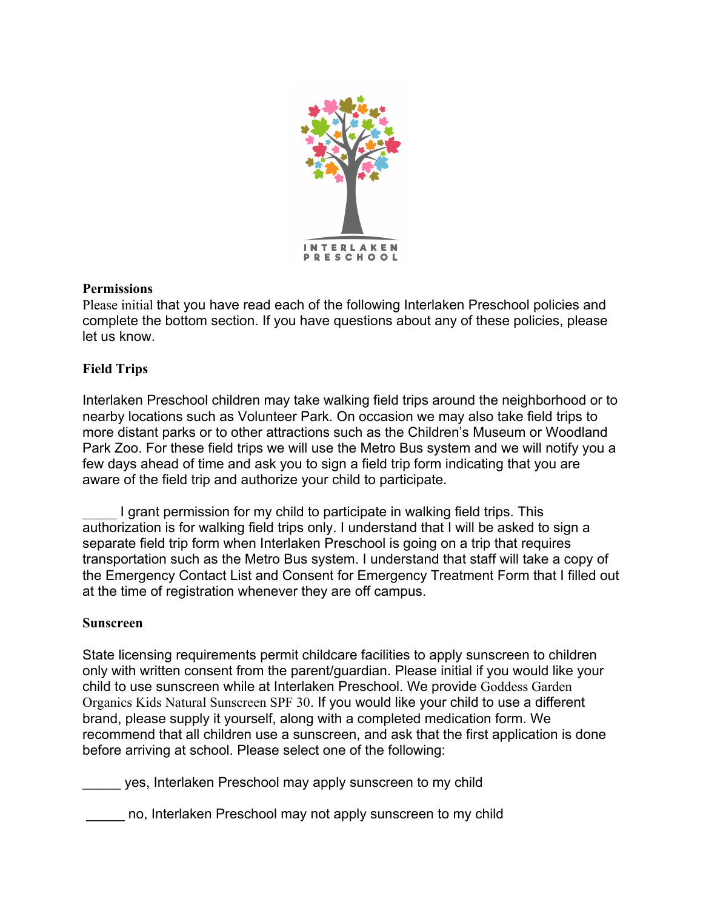INTERLAKEN PRESCHOOL

## Permissions

Please initial that you have read each of the following Interlaken Preschool policies and complete the bottom section. If you have questions about any of these policies, please let us know.

## Field Trips

Interlaken Preschool children may take walking field trips around the neighborhood or to nearby locations such as Volunteer Park. On occasion we may also take field trips to more distant parks or to other attractions such as the Children's Museum or Woodland Park Zoo. For these field trips we will use the Metro Bus system and we will notify you a few days ahead of time and ask you to sign a field trip form indicating that you are aware of the field trip and authorize your child to participate.

_____ I grant permission for my child to participate in walking field trips. This authorization is for walking field trips only. I understand that I will be asked to sign a separate field trip form when Interlaken Preschool is going on a trip that requires transportation such as the Metro Bus system. I understand that staff will take a copy of the Emergency Contact List and Consent for Emergency Treatment Form that I filled out at the time of registration whenever they are off campus.

## Sunscreen

State licensing requirements permit childcare facilities to apply sunscreen to children only with written consent from the parent/guardian. Please initial if you would like your child to use sunscreen while at Interlaken Preschool. We provide Goddess Garden Organics Kids Natural Sunscreen SPF 30. If you would like your child to use a different brand, please supply it yourself, along with a completed medication form. We recommend that all children use a sunscreen, and ask that the first application is done before arriving at school. Please select one of the following:

_____ yes, Interlaken Preschool may apply sunscreen to my child

_____ no, Interlaken Preschool may not apply sunscreen to my child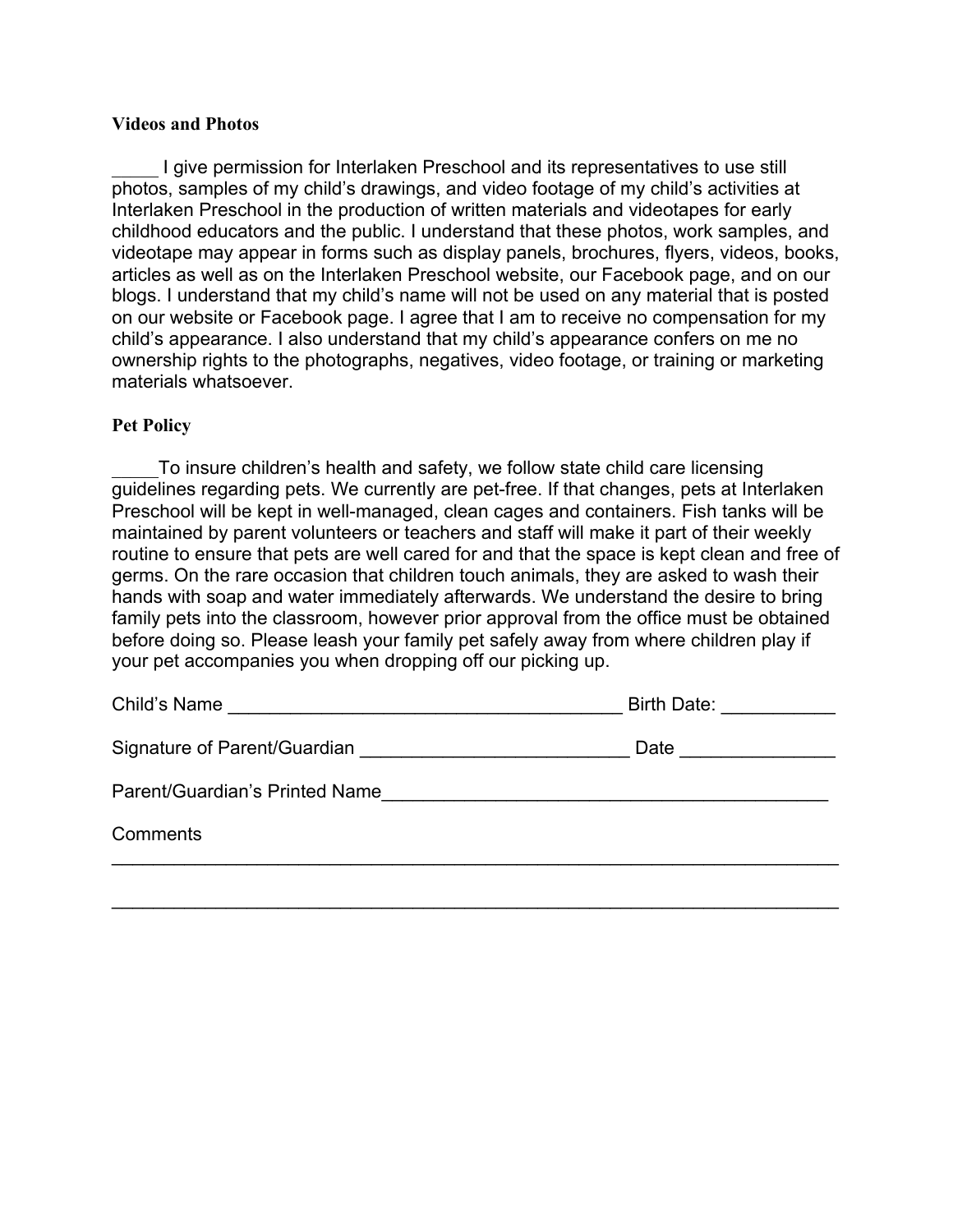**Videos and Photos**

_____ I give permission for Interlaken Preschool and its representatives to use still photos, samples of my child's drawings, and video footage of my child's activities at Interlaken Preschool in the production of written materials and videotapes for early childhood educators and the public. I understand that these photos, work samples, and videotape may appear in forms such as display panels, brochures, flyers, videos, books, articles as well as on the Interlaken Preschool website, our Facebook page, and on our blogs. I understand that my child's name will not be used on any material that is posted on our website or Facebook page. I agree that I am to receive no compensation for my child's appearance. I also understand that my child's appearance confers on me no ownership rights to the photographs, negatives, video footage, or training or marketing materials whatsoever.

**Pet Policy**

_____To insure children's health and safety, we follow state child care licensing guidelines regarding pets. We currently are pet-free. If that changes, pets at Interlaken Preschool will be kept in well-managed, clean cages and containers. Fish tanks will be maintained by parent volunteers or teachers and staff will make it part of their weekly routine to ensure that pets are well cared for and that the space is kept clean and free of germs. On the rare occasion that children touch animals, they are asked to wash their hands with soap and water immediately afterwards. We understand the desire to bring family pets into the classroom, however prior approval from the office must be obtained before doing so. Please leash your family pet safely away from where children play if your pet accompanies you when dropping off our picking up.

Child's Name ______________________________________ Birth Date: ___________

Signature of Parent/Guardian __________________________ Date _______________

Parent/Guardian's Printed Name____________________________________________

Comments

______________________________________________________________________

______________________________________________________________________